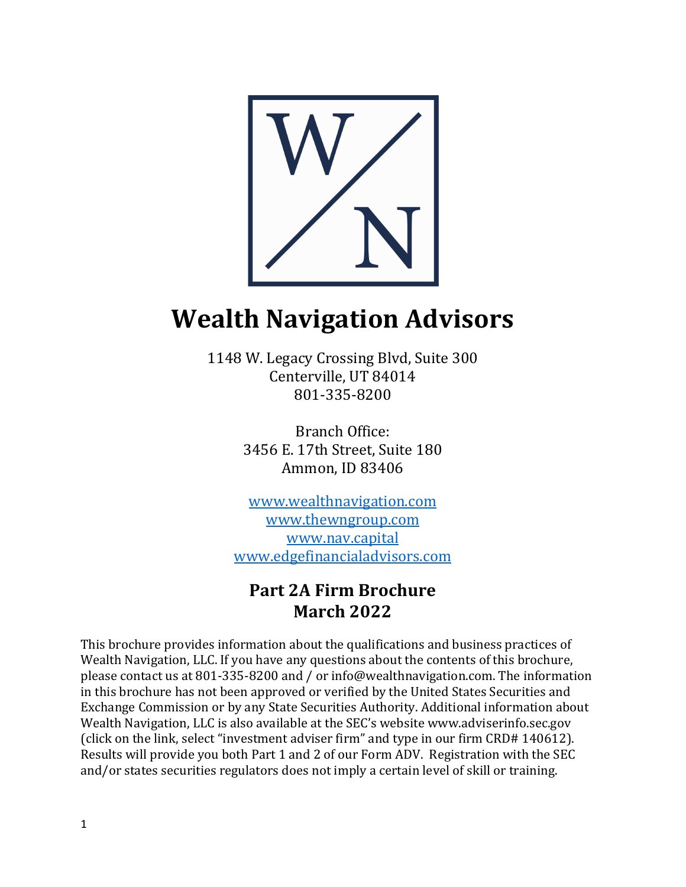# Wealth Navigation Advisors

1148 W. Legacy Crossing Blvd, Suite 300
Centerville, UT 84014
801-335-8200

Branch Office:
3456 E. 17th Street, Suite 180
Ammon, ID 83406

[www.wealthnavigation.com](http://www.wealthnavigation.com)
[www.thewngroup.com](http://www.thewngroup.com)
[www.nav.capital](http://www.nav.capital)
[www.edgefinancialadvisors.com](http://www.edgefinancialadvisors.com)

## Part 2A Firm Brochure
## March 2022

This brochure provides information about the qualifications and business practices of Wealth Navigation, LLC. If you have any questions about the contents of this brochure, please contact us at 801-335-8200 and / or info@wealthnavigation.com. The information in this brochure has not been approved or verified by the United States Securities and Exchange Commission or by any State Securities Authority. Additional information about Wealth Navigation, LLC is also available at the SEC's website www.adviserinfo.sec.gov (click on the link, select "investment adviser firm" and type in our firm CRD# 140612). Results will provide you both Part 1 and 2 of our Form ADV. Registration with the SEC and/or states securities regulators does not imply a certain level of skill or training.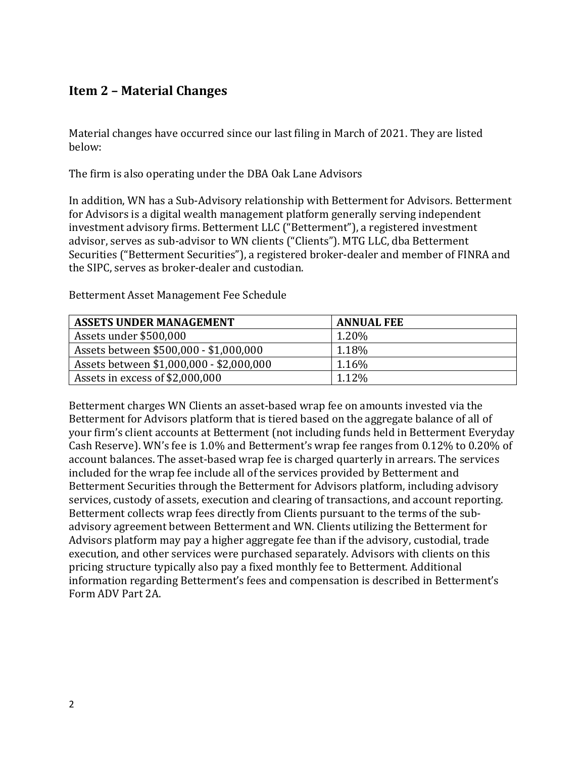## Item 2 – Material Changes

Material changes have occurred since our last filing in March of 2021. They are listed below:

The firm is also operating under the DBA Oak Lane Advisors

In addition, WN has a Sub-Advisory relationship with Betterment for Advisors. Betterment for Advisors is a digital wealth management platform generally serving independent investment advisory firms. Betterment LLC ("Betterment"), a registered investment advisor, serves as sub-advisor to WN clients ("Clients"). MTG LLC, dba Betterment Securities ("Betterment Securities"), a registered broker-dealer and member of FINRA and the SIPC, serves as broker-dealer and custodian.

Betterment Asset Management Fee Schedule

| ASSETS UNDER MANAGEMENT | ANNUAL FEE |
|---|---|
| Assets under $500,000 | 1.20% |
| Assets between $500,000 - $1,000,000 | 1.18% |
| Assets between $1,000,000 - $2,000,000 | 1.16% |
| Assets in excess of $2,000,000 | 1.12% |

Betterment charges WN Clients an asset-based wrap fee on amounts invested via the Betterment for Advisors platform that is tiered based on the aggregate balance of all of your firm's client accounts at Betterment (not including funds held in Betterment Everyday Cash Reserve). WN's fee is 1.0% and Betterment's wrap fee ranges from 0.12% to 0.20% of account balances. The asset-based wrap fee is charged quarterly in arrears. The services included for the wrap fee include all of the services provided by Betterment and Betterment Securities through the Betterment for Advisors platform, including advisory services, custody of assets, execution and clearing of transactions, and account reporting. Betterment collects wrap fees directly from Clients pursuant to the terms of the sub-advisory agreement between Betterment and WN. Clients utilizing the Betterment for Advisors platform may pay a higher aggregate fee than if the advisory, custodial, trade execution, and other services were purchased separately. Advisors with clients on this pricing structure typically also pay a fixed monthly fee to Betterment. Additional information regarding Betterment's fees and compensation is described in Betterment's Form ADV Part 2A.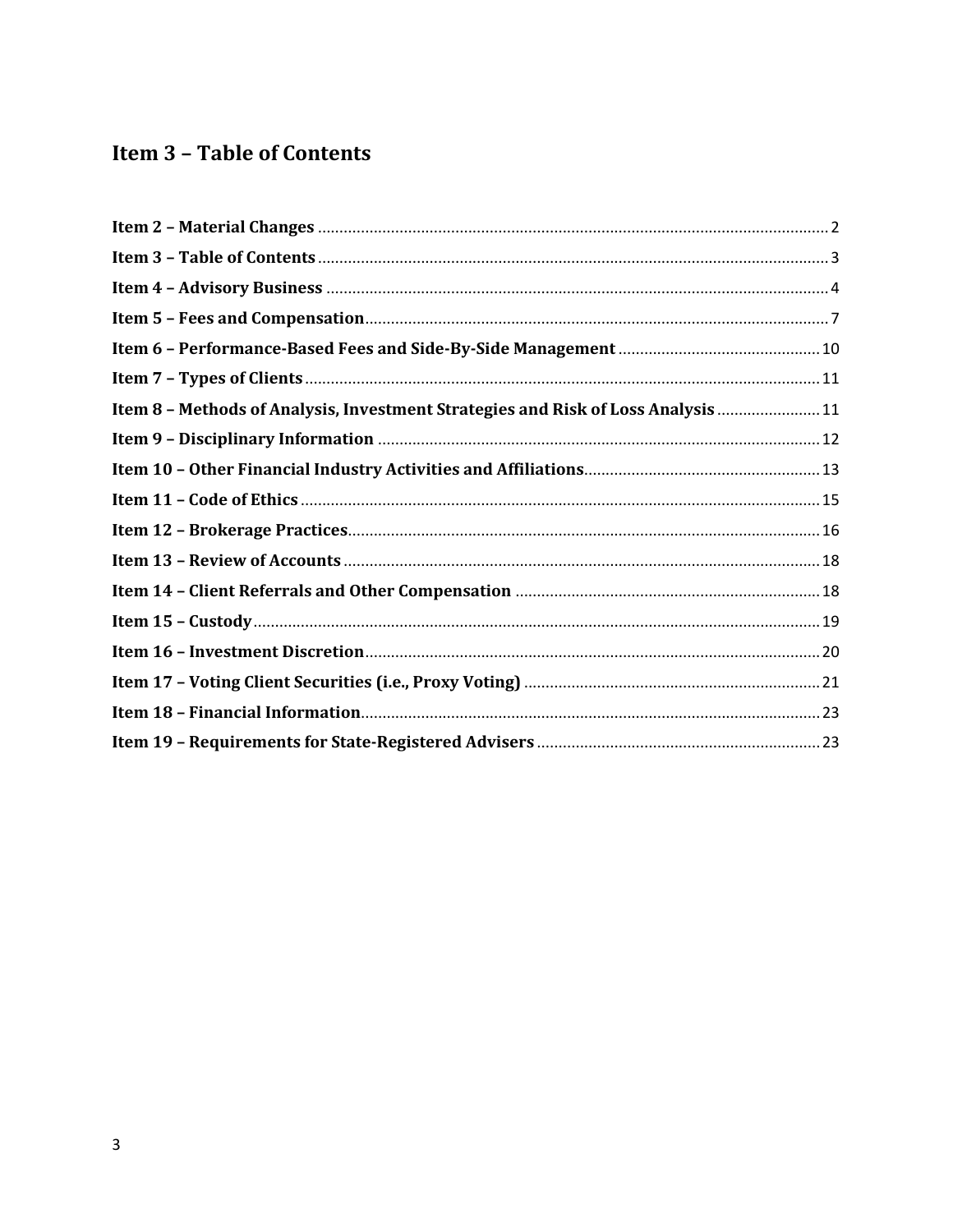## Item 3 – Table of Contents

**Item 2 – Material Changes** ........................................ 2
**Item 3 – Table of Contents** ........................................ 3
**Item 4 – Advisory Business** ........................................ 4
**Item 5 – Fees and Compensation** ........................................ 7
**Item 6 – Performance-Based Fees and Side-By-Side Management** ........................................ 10
**Item 7 – Types of Clients** ........................................ 11
**Item 8 – Methods of Analysis, Investment Strategies and Risk of Loss Analysis** ........................................ 11
**Item 9 – Disciplinary Information** ........................................ 12
**Item 10 – Other Financial Industry Activities and Affiliations** ........................................ 13
**Item 11 – Code of Ethics** ........................................ 15
**Item 12 – Brokerage Practices** ........................................ 16
**Item 13 – Review of Accounts** ........................................ 18
**Item 14 – Client Referrals and Other Compensation** ........................................ 18
**Item 15 – Custody** ........................................ 19
**Item 16 – Investment Discretion** ........................................ 20
**Item 17 – Voting Client Securities (i.e., Proxy Voting)** ........................................ 21
**Item 18 – Financial Information** ........................................ 23
**Item 19 – Requirements for State-Registered Advisers** ........................................ 23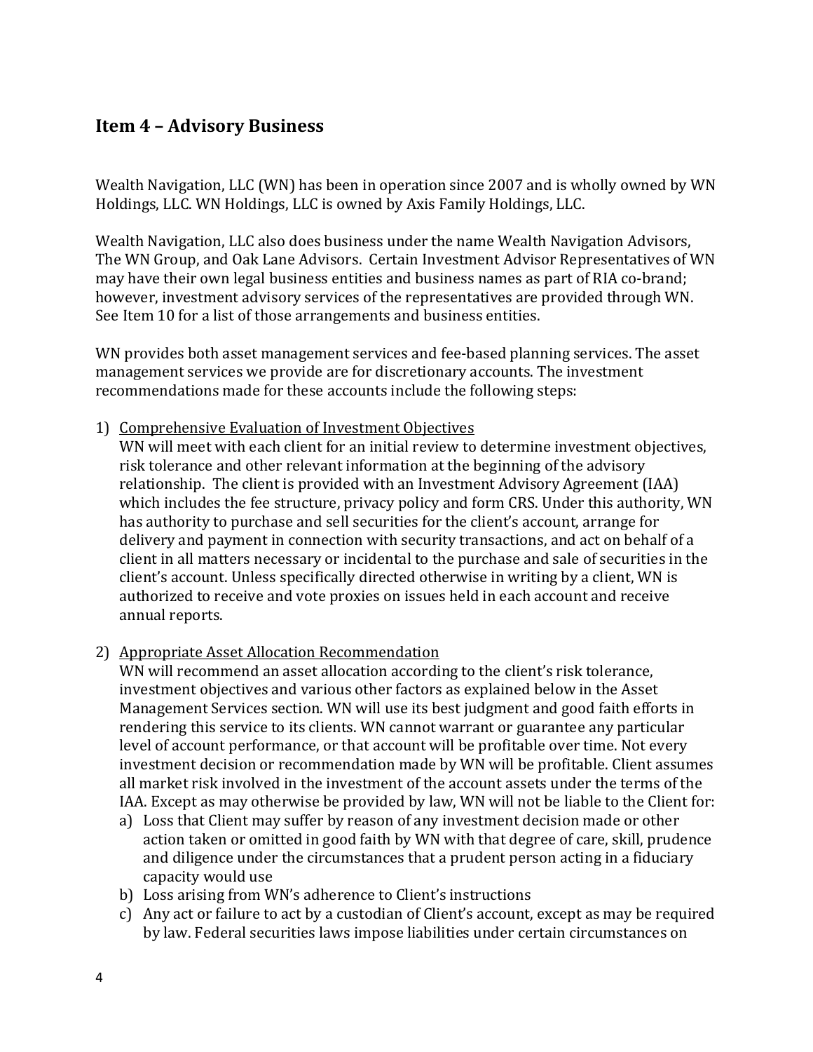## Item 4 – Advisory Business

Wealth Navigation, LLC (WN) has been in operation since 2007 and is wholly owned by WN Holdings, LLC. WN Holdings, LLC is owned by Axis Family Holdings, LLC.

Wealth Navigation, LLC also does business under the name Wealth Navigation Advisors, The WN Group, and Oak Lane Advisors. Certain Investment Advisor Representatives of WN may have their own legal business entities and business names as part of RIA co-brand; however, investment advisory services of the representatives are provided through WN. See Item 10 for a list of those arrangements and business entities.

WN provides both asset management services and fee-based planning services. The asset management services we provide are for discretionary accounts. The investment recommendations made for these accounts include the following steps:

1) Comprehensive Evaluation of Investment Objectives
   WN will meet with each client for an initial review to determine investment objectives, risk tolerance and other relevant information at the beginning of the advisory relationship. The client is provided with an Investment Advisory Agreement (IAA) which includes the fee structure, privacy policy and form CRS. Under this authority, WN has authority to purchase and sell securities for the client's account, arrange for delivery and payment in connection with security transactions, and act on behalf of a client in all matters necessary or incidental to the purchase and sale of securities in the client's account. Unless specifically directed otherwise in writing by a client, WN is authorized to receive and vote proxies on issues held in each account and receive annual reports.

2) Appropriate Asset Allocation Recommendation
   WN will recommend an asset allocation according to the client's risk tolerance, investment objectives and various other factors as explained below in the Asset Management Services section. WN will use its best judgment and good faith efforts in rendering this service to its clients. WN cannot warrant or guarantee any particular level of account performance, or that account will be profitable over time. Not every investment decision or recommendation made by WN will be profitable. Client assumes all market risk involved in the investment of the account assets under the terms of the IAA. Except as may otherwise be provided by law, WN will not be liable to the Client for:
   a) Loss that Client may suffer by reason of any investment decision made or other action taken or omitted in good faith by WN with that degree of care, skill, prudence and diligence under the circumstances that a prudent person acting in a fiduciary capacity would use
   b) Loss arising from WN's adherence to Client's instructions
   c) Any act or failure to act by a custodian of Client's account, except as may be required by law. Federal securities laws impose liabilities under certain circumstances on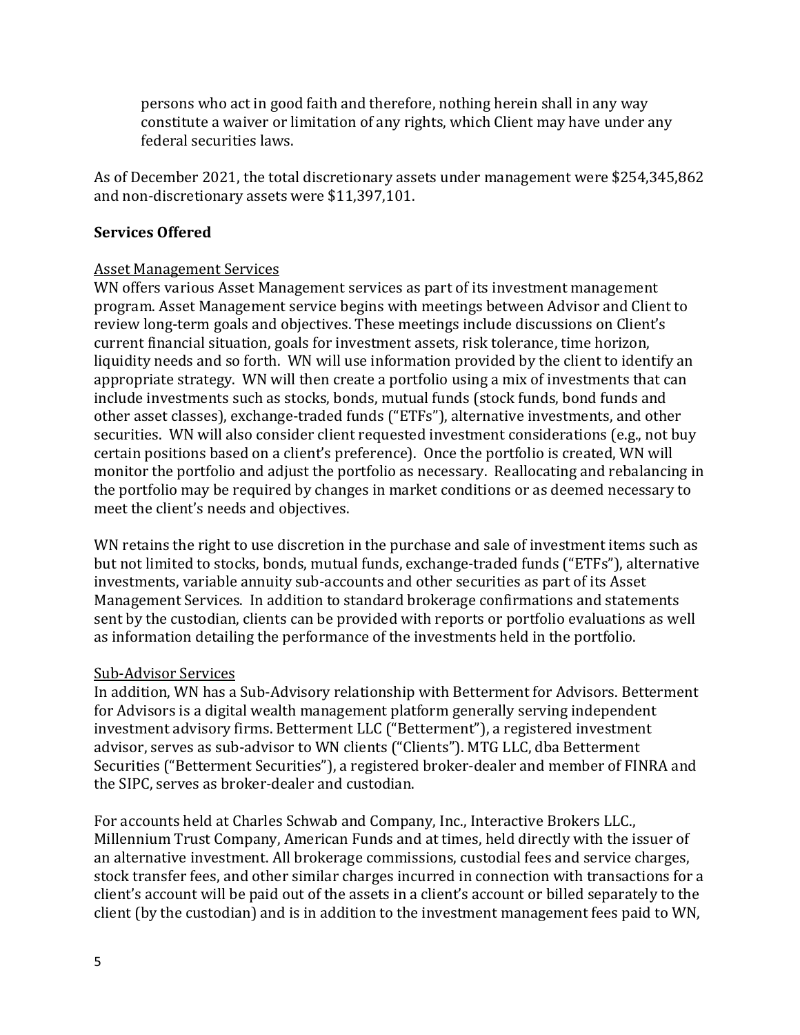persons who act in good faith and therefore, nothing herein shall in any way constitute a waiver or limitation of any rights, which Client may have under any federal securities laws.

As of December 2021, the total discretionary assets under management were $254,345,862 and non-discretionary assets were $11,397,101.

**Services Offered**

<u>Asset Management Services</u>

WN offers various Asset Management services as part of its investment management program. Asset Management service begins with meetings between Advisor and Client to review long-term goals and objectives. These meetings include discussions on Client's current financial situation, goals for investment assets, risk tolerance, time horizon, liquidity needs and so forth. WN will use information provided by the client to identify an appropriate strategy. WN will then create a portfolio using a mix of investments that can include investments such as stocks, bonds, mutual funds (stock funds, bond funds and other asset classes), exchange-traded funds ("ETFs"), alternative investments, and other securities. WN will also consider client requested investment considerations (e.g., not buy certain positions based on a client's preference). Once the portfolio is created, WN will monitor the portfolio and adjust the portfolio as necessary. Reallocating and rebalancing in the portfolio may be required by changes in market conditions or as deemed necessary to meet the client's needs and objectives.

WN retains the right to use discretion in the purchase and sale of investment items such as but not limited to stocks, bonds, mutual funds, exchange-traded funds ("ETFs"), alternative investments, variable annuity sub-accounts and other securities as part of its Asset Management Services. In addition to standard brokerage confirmations and statements sent by the custodian, clients can be provided with reports or portfolio evaluations as well as information detailing the performance of the investments held in the portfolio.

<u>Sub-Advisor Services</u>

In addition, WN has a Sub-Advisory relationship with Betterment for Advisors. Betterment for Advisors is a digital wealth management platform generally serving independent investment advisory firms. Betterment LLC ("Betterment"), a registered investment advisor, serves as sub-advisor to WN clients ("Clients"). MTG LLC, dba Betterment Securities ("Betterment Securities"), a registered broker-dealer and member of FINRA and the SIPC, serves as broker-dealer and custodian.

For accounts held at Charles Schwab and Company, Inc., Interactive Brokers LLC., Millennium Trust Company, American Funds and at times, held directly with the issuer of an alternative investment. All brokerage commissions, custodial fees and service charges, stock transfer fees, and other similar charges incurred in connection with transactions for a client's account will be paid out of the assets in a client's account or billed separately to the client (by the custodian) and is in addition to the investment management fees paid to WN,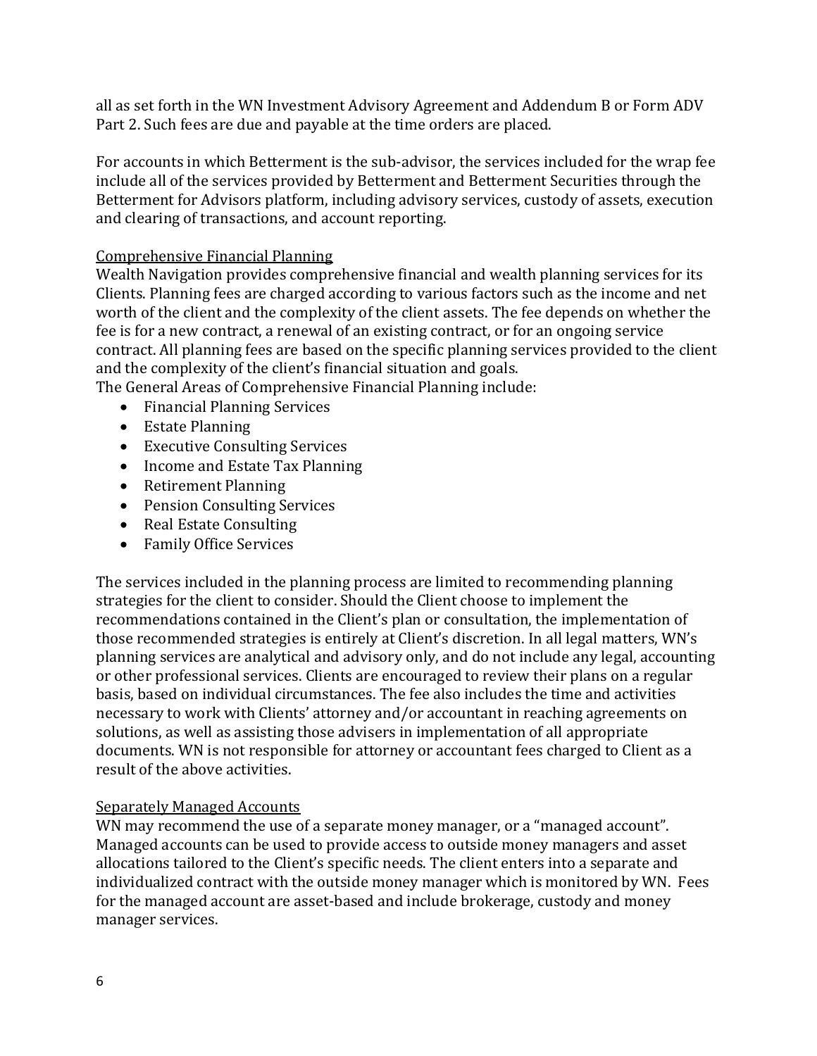all as set forth in the WN Investment Advisory Agreement and Addendum B or Form ADV Part 2. Such fees are due and payable at the time orders are placed.

For accounts in which Betterment is the sub-advisor, the services included for the wrap fee include all of the services provided by Betterment and Betterment Securities through the Betterment for Advisors platform, including advisory services, custody of assets, execution and clearing of transactions, and account reporting.

### Comprehensive Financial Planning

Wealth Navigation provides comprehensive financial and wealth planning services for its Clients. Planning fees are charged according to various factors such as the income and net worth of the client and the complexity of the client assets. The fee depends on whether the fee is for a new contract, a renewal of an existing contract, or for an ongoing service contract. All planning fees are based on the specific planning services provided to the client and the complexity of the client's financial situation and goals.

The General Areas of Comprehensive Financial Planning include:

- Financial Planning Services
- Estate Planning
- Executive Consulting Services
- Income and Estate Tax Planning
- Retirement Planning
- Pension Consulting Services
- Real Estate Consulting
- Family Office Services

The services included in the planning process are limited to recommending planning strategies for the client to consider. Should the Client choose to implement the recommendations contained in the Client's plan or consultation, the implementation of those recommended strategies is entirely at Client's discretion. In all legal matters, WN's planning services are analytical and advisory only, and do not include any legal, accounting or other professional services. Clients are encouraged to review their plans on a regular basis, based on individual circumstances. The fee also includes the time and activities necessary to work with Clients' attorney and/or accountant in reaching agreements on solutions, as well as assisting those advisers in implementation of all appropriate documents. WN is not responsible for attorney or accountant fees charged to Client as a result of the above activities.

### Separately Managed Accounts

WN may recommend the use of a separate money manager, or a "managed account". Managed accounts can be used to provide access to outside money managers and asset allocations tailored to the Client's specific needs. The client enters into a separate and individualized contract with the outside money manager which is monitored by WN. Fees for the managed account are asset-based and include brokerage, custody and money manager services.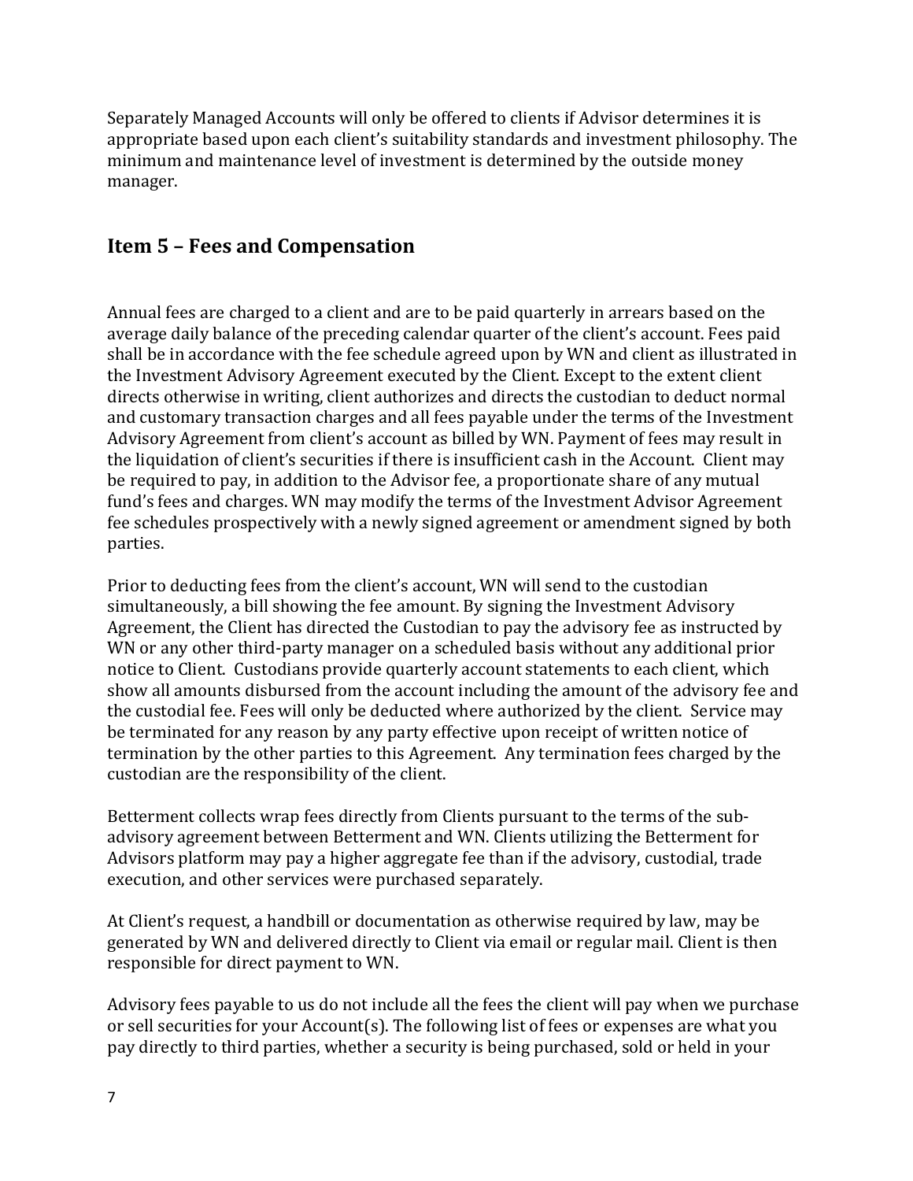Separately Managed Accounts will only be offered to clients if Advisor determines it is appropriate based upon each client's suitability standards and investment philosophy. The minimum and maintenance level of investment is determined by the outside money manager.

## Item 5 – Fees and Compensation

Annual fees are charged to a client and are to be paid quarterly in arrears based on the average daily balance of the preceding calendar quarter of the client's account. Fees paid shall be in accordance with the fee schedule agreed upon by WN and client as illustrated in the Investment Advisory Agreement executed by the Client. Except to the extent client directs otherwise in writing, client authorizes and directs the custodian to deduct normal and customary transaction charges and all fees payable under the terms of the Investment Advisory Agreement from client's account as billed by WN. Payment of fees may result in the liquidation of client's securities if there is insufficient cash in the Account. Client may be required to pay, in addition to the Advisor fee, a proportionate share of any mutual fund's fees and charges. WN may modify the terms of the Investment Advisor Agreement fee schedules prospectively with a newly signed agreement or amendment signed by both parties.

Prior to deducting fees from the client's account, WN will send to the custodian simultaneously, a bill showing the fee amount. By signing the Investment Advisory Agreement, the Client has directed the Custodian to pay the advisory fee as instructed by WN or any other third-party manager on a scheduled basis without any additional prior notice to Client. Custodians provide quarterly account statements to each client, which show all amounts disbursed from the account including the amount of the advisory fee and the custodial fee. Fees will only be deducted where authorized by the client. Service may be terminated for any reason by any party effective upon receipt of written notice of termination by the other parties to this Agreement. Any termination fees charged by the custodian are the responsibility of the client.

Betterment collects wrap fees directly from Clients pursuant to the terms of the sub-advisory agreement between Betterment and WN. Clients utilizing the Betterment for Advisors platform may pay a higher aggregate fee than if the advisory, custodial, trade execution, and other services were purchased separately.

At Client's request, a handbill or documentation as otherwise required by law, may be generated by WN and delivered directly to Client via email or regular mail. Client is then responsible for direct payment to WN.

Advisory fees payable to us do not include all the fees the client will pay when we purchase or sell securities for your Account(s). The following list of fees or expenses are what you pay directly to third parties, whether a security is being purchased, sold or held in your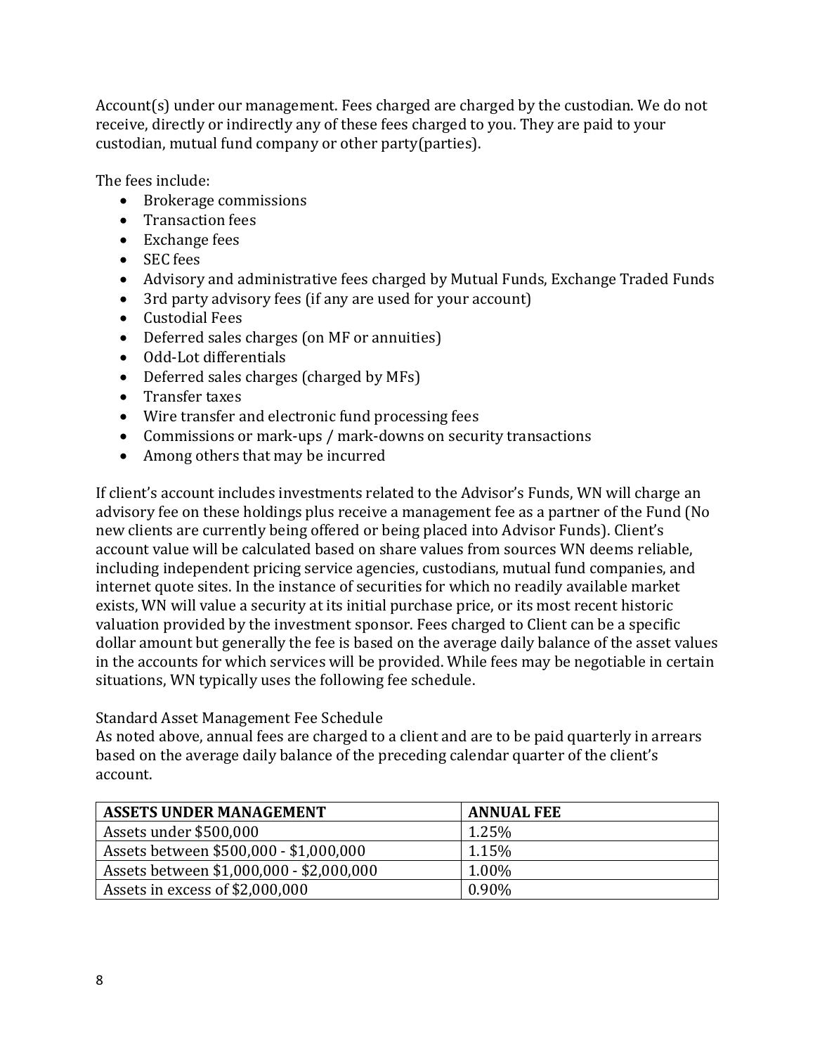Account(s) under our management. Fees charged are charged by the custodian. We do not receive, directly or indirectly any of these fees charged to you. They are paid to your custodian, mutual fund company or other party(parties).

The fees include:

- Brokerage commissions
- Transaction fees
- Exchange fees
- SEC fees
- Advisory and administrative fees charged by Mutual Funds, Exchange Traded Funds
- 3rd party advisory fees (if any are used for your account)
- Custodial Fees
- Deferred sales charges (on MF or annuities)
- Odd-Lot differentials
- Deferred sales charges (charged by MFs)
- Transfer taxes
- Wire transfer and electronic fund processing fees
- Commissions or mark-ups / mark-downs on security transactions
- Among others that may be incurred

If client's account includes investments related to the Advisor's Funds, WN will charge an advisory fee on these holdings plus receive a management fee as a partner of the Fund (No new clients are currently being offered or being placed into Advisor Funds). Client's account value will be calculated based on share values from sources WN deems reliable, including independent pricing service agencies, custodians, mutual fund companies, and internet quote sites. In the instance of securities for which no readily available market exists, WN will value a security at its initial purchase price, or its most recent historic valuation provided by the investment sponsor. Fees charged to Client can be a specific dollar amount but generally the fee is based on the average daily balance of the asset values in the accounts for which services will be provided. While fees may be negotiable in certain situations, WN typically uses the following fee schedule.

Standard Asset Management Fee Schedule

As noted above, annual fees are charged to a client and are to be paid quarterly in arrears based on the average daily balance of the preceding calendar quarter of the client's account.

| **ASSETS UNDER MANAGEMENT** | **ANNUAL FEE** |
|---|---|
| Assets under $500,000 | 1.25% |
| Assets between $500,000 - $1,000,000 | 1.15% |
| Assets between $1,000,000 - $2,000,000 | 1.00% |
| Assets in excess of $2,000,000 | 0.90% |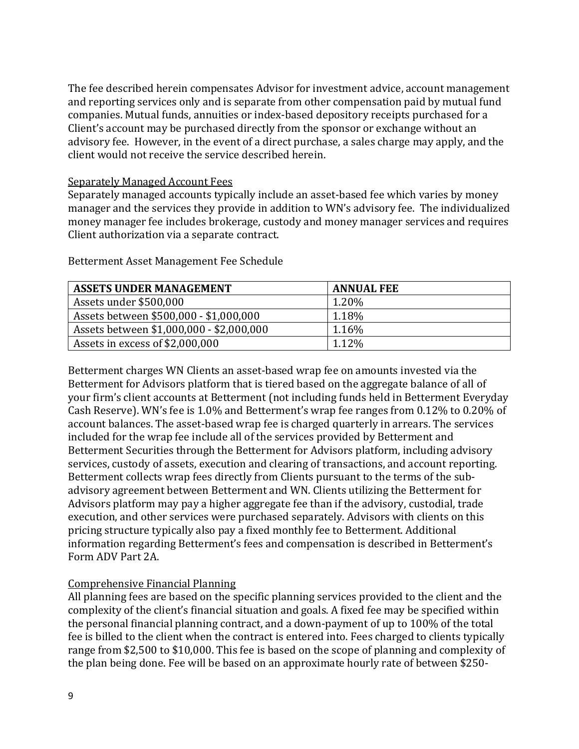The fee described herein compensates Advisor for investment advice, account management and reporting services only and is separate from other compensation paid by mutual fund companies. Mutual funds, annuities or index-based depository receipts purchased for a Client's account may be purchased directly from the sponsor or exchange without an advisory fee. However, in the event of a direct purchase, a sales charge may apply, and the client would not receive the service described herein.

<u>Separately Managed Account Fees</u>

Separately managed accounts typically include an asset-based fee which varies by money manager and the services they provide in addition to WN's advisory fee. The individualized money manager fee includes brokerage, custody and money manager services and requires Client authorization via a separate contract.

Betterment Asset Management Fee Schedule

| ASSETS UNDER MANAGEMENT | ANNUAL FEE |
|---|---|
| Assets under $500,000 | 1.20% |
| Assets between $500,000 - $1,000,000 | 1.18% |
| Assets between $1,000,000 - $2,000,000 | 1.16% |
| Assets in excess of $2,000,000 | 1.12% |

Betterment charges WN Clients an asset-based wrap fee on amounts invested via the Betterment for Advisors platform that is tiered based on the aggregate balance of all of your firm's client accounts at Betterment (not including funds held in Betterment Everyday Cash Reserve). WN's fee is 1.0% and Betterment's wrap fee ranges from 0.12% to 0.20% of account balances. The asset-based wrap fee is charged quarterly in arrears. The services included for the wrap fee include all of the services provided by Betterment and Betterment Securities through the Betterment for Advisors platform, including advisory services, custody of assets, execution and clearing of transactions, and account reporting. Betterment collects wrap fees directly from Clients pursuant to the terms of the sub-advisory agreement between Betterment and WN. Clients utilizing the Betterment for Advisors platform may pay a higher aggregate fee than if the advisory, custodial, trade execution, and other services were purchased separately. Advisors with clients on this pricing structure typically also pay a fixed monthly fee to Betterment. Additional information regarding Betterment's fees and compensation is described in Betterment's Form ADV Part 2A.

<u>Comprehensive Financial Planning</u>

All planning fees are based on the specific planning services provided to the client and the complexity of the client's financial situation and goals. A fixed fee may be specified within the personal financial planning contract, and a down-payment of up to 100% of the total fee is billed to the client when the contract is entered into. Fees charged to clients typically range from $2,500 to $10,000. This fee is based on the scope of planning and complexity of the plan being done. Fee will be based on an approximate hourly rate of between $250-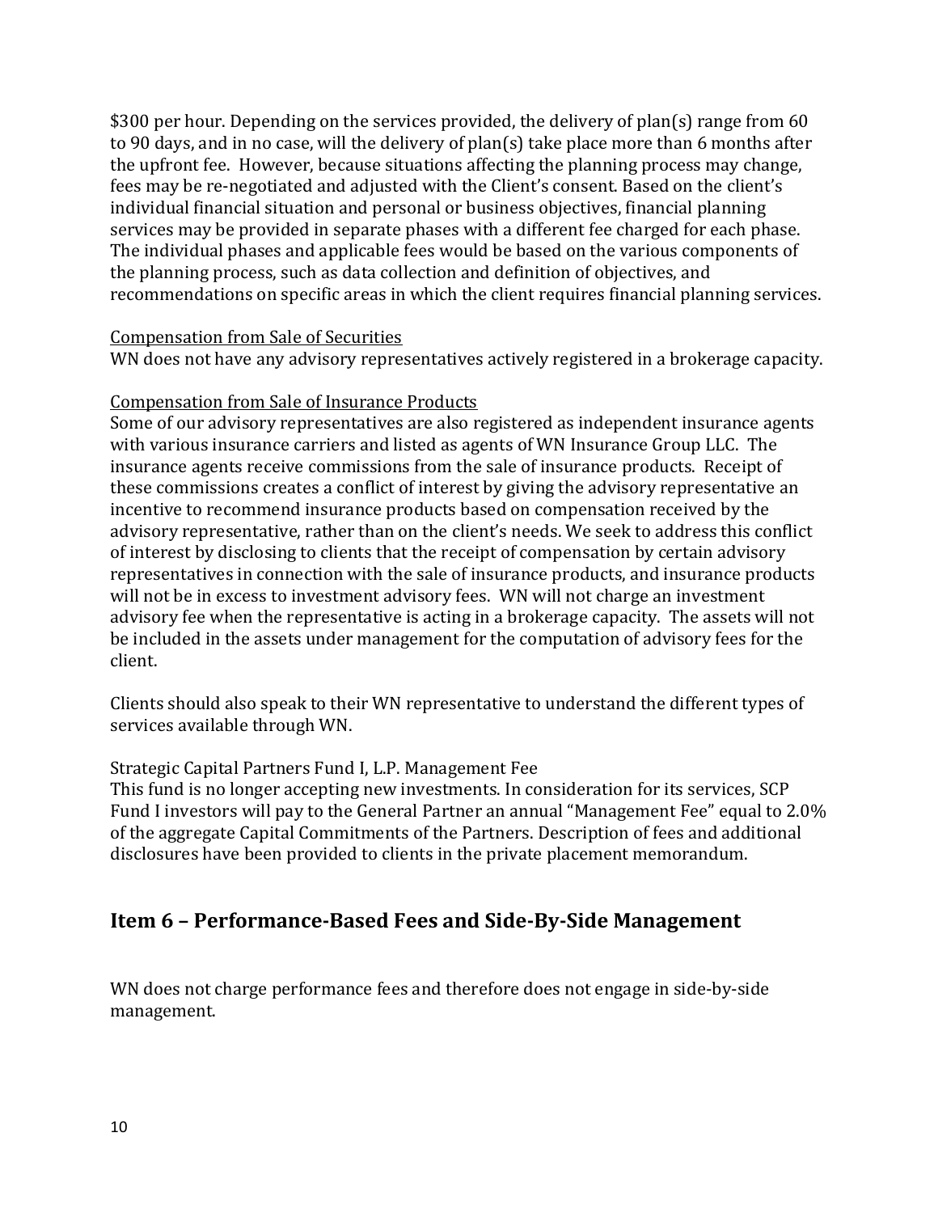$300 per hour. Depending on the services provided, the delivery of plan(s) range from 60 to 90 days, and in no case, will the delivery of plan(s) take place more than 6 months after the upfront fee. However, because situations affecting the planning process may change, fees may be re-negotiated and adjusted with the Client's consent. Based on the client's individual financial situation and personal or business objectives, financial planning services may be provided in separate phases with a different fee charged for each phase. The individual phases and applicable fees would be based on the various components of the planning process, such as data collection and definition of objectives, and recommendations on specific areas in which the client requires financial planning services.

Compensation from Sale of Securities

WN does not have any advisory representatives actively registered in a brokerage capacity.

Compensation from Sale of Insurance Products

Some of our advisory representatives are also registered as independent insurance agents with various insurance carriers and listed as agents of WN Insurance Group LLC. The insurance agents receive commissions from the sale of insurance products. Receipt of these commissions creates a conflict of interest by giving the advisory representative an incentive to recommend insurance products based on compensation received by the advisory representative, rather than on the client's needs. We seek to address this conflict of interest by disclosing to clients that the receipt of compensation by certain advisory representatives in connection with the sale of insurance products, and insurance products will not be in excess to investment advisory fees. WN will not charge an investment advisory fee when the representative is acting in a brokerage capacity. The assets will not be included in the assets under management for the computation of advisory fees for the client.

Clients should also speak to their WN representative to understand the different types of services available through WN.

Strategic Capital Partners Fund I, L.P. Management Fee

This fund is no longer accepting new investments. In consideration for its services, SCP Fund I investors will pay to the General Partner an annual "Management Fee" equal to 2.0% of the aggregate Capital Commitments of the Partners. Description of fees and additional disclosures have been provided to clients in the private placement memorandum.

## Item 6 – Performance-Based Fees and Side-By-Side Management

WN does not charge performance fees and therefore does not engage in side-by-side management.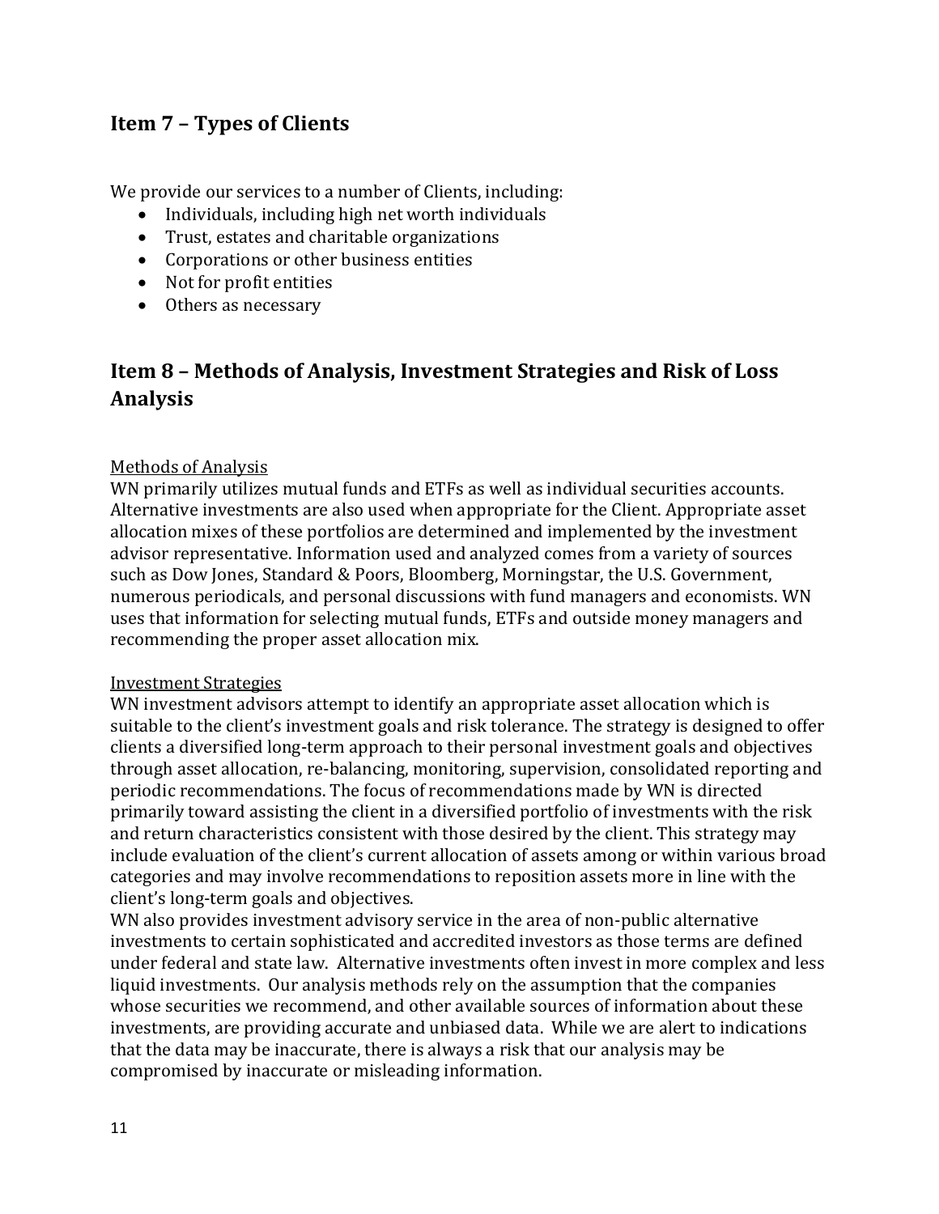## Item 7 – Types of Clients

We provide our services to a number of Clients, including:

- Individuals, including high net worth individuals
- Trust, estates and charitable organizations
- Corporations or other business entities
- Not for profit entities
- Others as necessary

## Item 8 – Methods of Analysis, Investment Strategies and Risk of Loss Analysis

Methods of Analysis

WN primarily utilizes mutual funds and ETFs as well as individual securities accounts. Alternative investments are also used when appropriate for the Client. Appropriate asset allocation mixes of these portfolios are determined and implemented by the investment advisor representative. Information used and analyzed comes from a variety of sources such as Dow Jones, Standard & Poors, Bloomberg, Morningstar, the U.S. Government, numerous periodicals, and personal discussions with fund managers and economists. WN uses that information for selecting mutual funds, ETFs and outside money managers and recommending the proper asset allocation mix.

Investment Strategies

WN investment advisors attempt to identify an appropriate asset allocation which is suitable to the client's investment goals and risk tolerance. The strategy is designed to offer clients a diversified long-term approach to their personal investment goals and objectives through asset allocation, re-balancing, monitoring, supervision, consolidated reporting and periodic recommendations. The focus of recommendations made by WN is directed primarily toward assisting the client in a diversified portfolio of investments with the risk and return characteristics consistent with those desired by the client. This strategy may include evaluation of the client's current allocation of assets among or within various broad categories and may involve recommendations to reposition assets more in line with the client's long-term goals and objectives.

WN also provides investment advisory service in the area of non-public alternative investments to certain sophisticated and accredited investors as those terms are defined under federal and state law. Alternative investments often invest in more complex and less liquid investments. Our analysis methods rely on the assumption that the companies whose securities we recommend, and other available sources of information about these investments, are providing accurate and unbiased data. While we are alert to indications that the data may be inaccurate, there is always a risk that our analysis may be compromised by inaccurate or misleading information.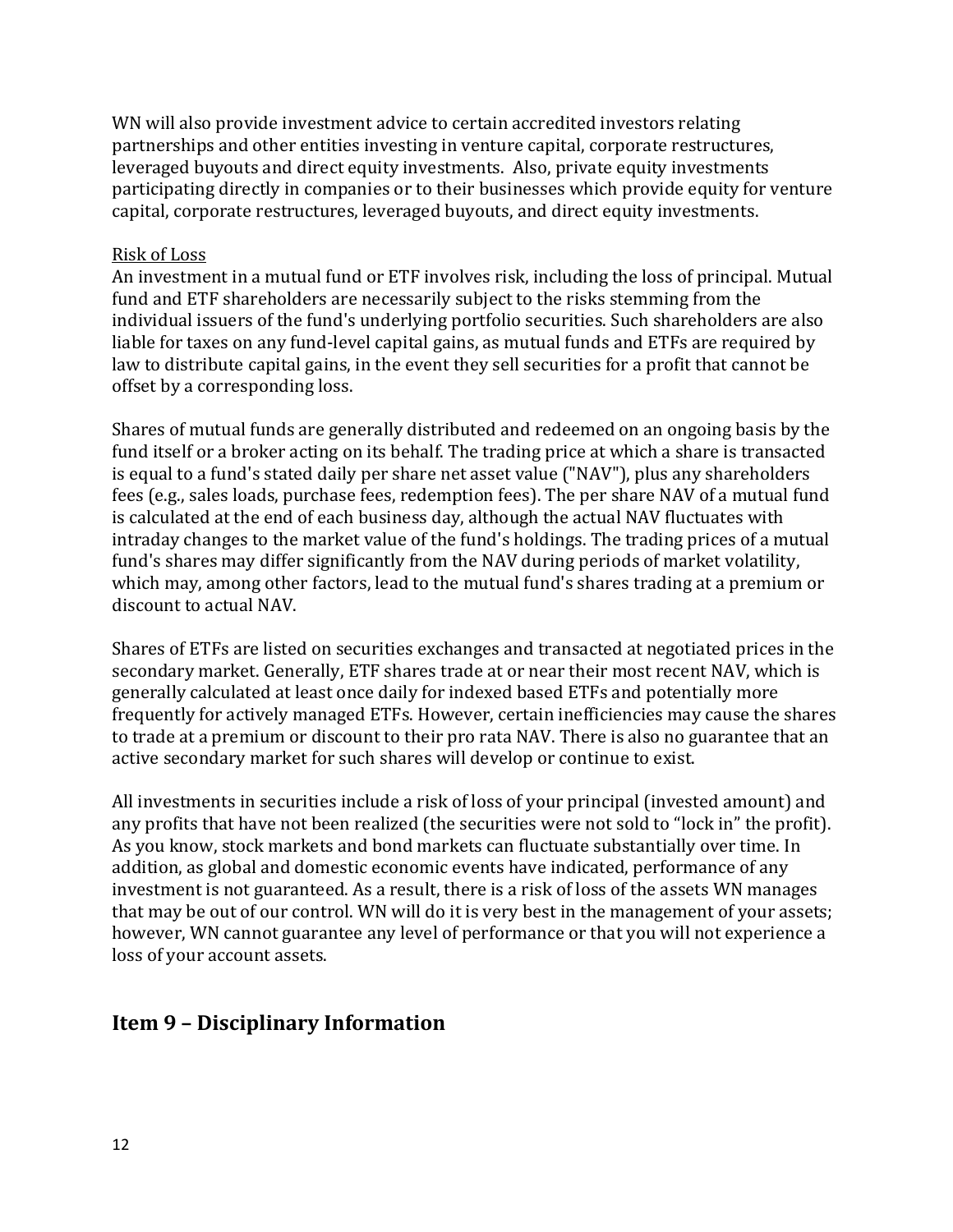WN will also provide investment advice to certain accredited investors relating partnerships and other entities investing in venture capital, corporate restructures, leveraged buyouts and direct equity investments. Also, private equity investments participating directly in companies or to their businesses which provide equity for venture capital, corporate restructures, leveraged buyouts, and direct equity investments.

Risk of Loss

An investment in a mutual fund or ETF involves risk, including the loss of principal. Mutual fund and ETF shareholders are necessarily subject to the risks stemming from the individual issuers of the fund's underlying portfolio securities. Such shareholders are also liable for taxes on any fund-level capital gains, as mutual funds and ETFs are required by law to distribute capital gains, in the event they sell securities for a profit that cannot be offset by a corresponding loss.

Shares of mutual funds are generally distributed and redeemed on an ongoing basis by the fund itself or a broker acting on its behalf. The trading price at which a share is transacted is equal to a fund's stated daily per share net asset value ("NAV"), plus any shareholders fees (e.g., sales loads, purchase fees, redemption fees). The per share NAV of a mutual fund is calculated at the end of each business day, although the actual NAV fluctuates with intraday changes to the market value of the fund's holdings. The trading prices of a mutual fund's shares may differ significantly from the NAV during periods of market volatility, which may, among other factors, lead to the mutual fund's shares trading at a premium or discount to actual NAV.

Shares of ETFs are listed on securities exchanges and transacted at negotiated prices in the secondary market. Generally, ETF shares trade at or near their most recent NAV, which is generally calculated at least once daily for indexed based ETFs and potentially more frequently for actively managed ETFs. However, certain inefficiencies may cause the shares to trade at a premium or discount to their pro rata NAV. There is also no guarantee that an active secondary market for such shares will develop or continue to exist.

All investments in securities include a risk of loss of your principal (invested amount) and any profits that have not been realized (the securities were not sold to "lock in" the profit). As you know, stock markets and bond markets can fluctuate substantially over time. In addition, as global and domestic economic events have indicated, performance of any investment is not guaranteed. As a result, there is a risk of loss of the assets WN manages that may be out of our control. WN will do it is very best in the management of your assets; however, WN cannot guarantee any level of performance or that you will not experience a loss of your account assets.

## Item 9 – Disciplinary Information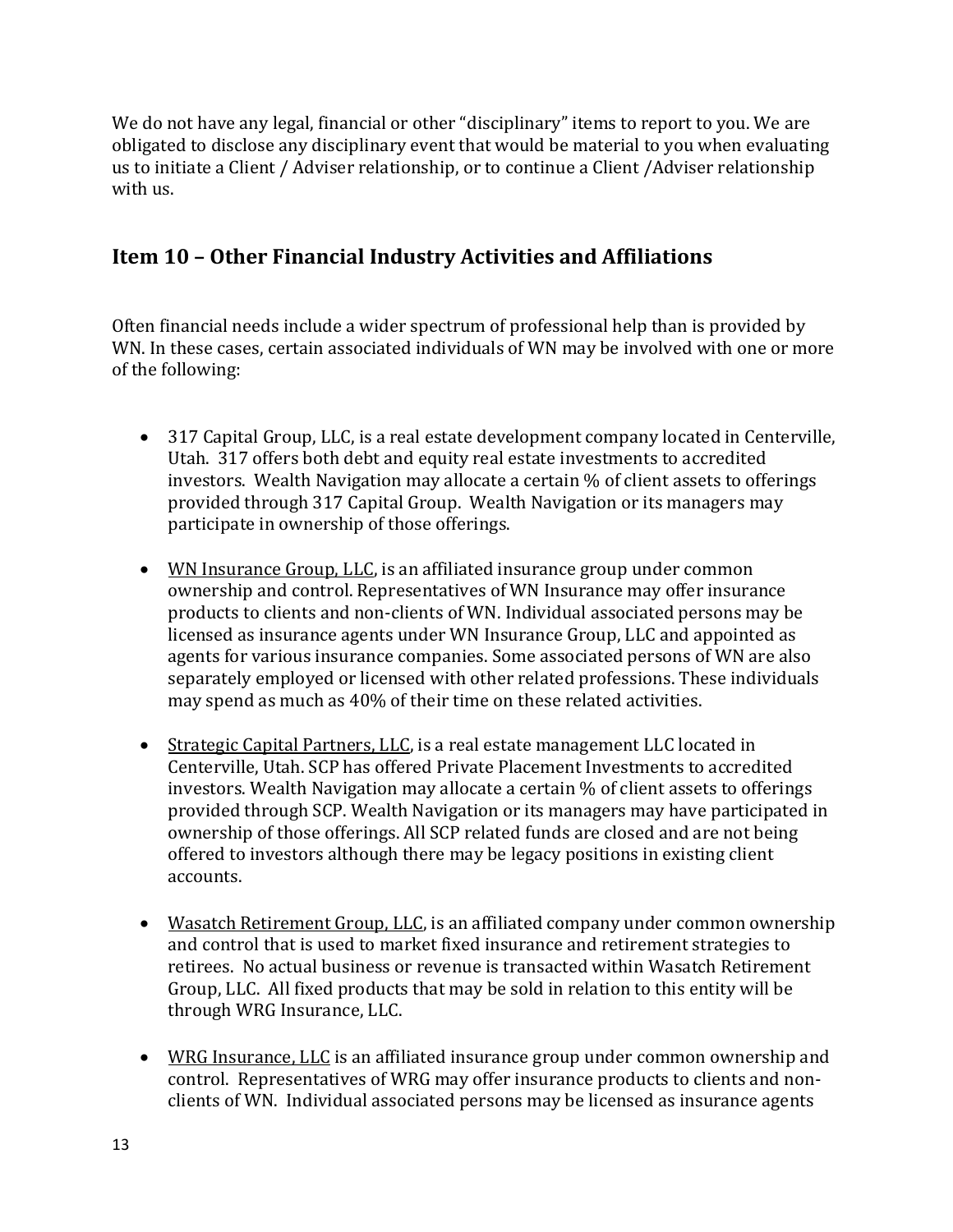We do not have any legal, financial or other "disciplinary" items to report to you. We are obligated to disclose any disciplinary event that would be material to you when evaluating us to initiate a Client / Adviser relationship, or to continue a Client /Adviser relationship with us.

## Item 10 – Other Financial Industry Activities and Affiliations

Often financial needs include a wider spectrum of professional help than is provided by WN. In these cases, certain associated individuals of WN may be involved with one or more of the following:

- 317 Capital Group, LLC, is a real estate development company located in Centerville, Utah. 317 offers both debt and equity real estate investments to accredited investors. Wealth Navigation may allocate a certain % of client assets to offerings provided through 317 Capital Group. Wealth Navigation or its managers may participate in ownership of those offerings.

- WN Insurance Group, LLC, is an affiliated insurance group under common ownership and control. Representatives of WN Insurance may offer insurance products to clients and non-clients of WN. Individual associated persons may be licensed as insurance agents under WN Insurance Group, LLC and appointed as agents for various insurance companies. Some associated persons of WN are also separately employed or licensed with other related professions. These individuals may spend as much as 40% of their time on these related activities.

- Strategic Capital Partners, LLC, is a real estate management LLC located in Centerville, Utah. SCP has offered Private Placement Investments to accredited investors. Wealth Navigation may allocate a certain % of client assets to offerings provided through SCP. Wealth Navigation or its managers may have participated in ownership of those offerings. All SCP related funds are closed and are not being offered to investors although there may be legacy positions in existing client accounts.

- Wasatch Retirement Group, LLC, is an affiliated company under common ownership and control that is used to market fixed insurance and retirement strategies to retirees. No actual business or revenue is transacted within Wasatch Retirement Group, LLC. All fixed products that may be sold in relation to this entity will be through WRG Insurance, LLC.

- WRG Insurance, LLC is an affiliated insurance group under common ownership and control. Representatives of WRG may offer insurance products to clients and non-clients of WN. Individual associated persons may be licensed as insurance agents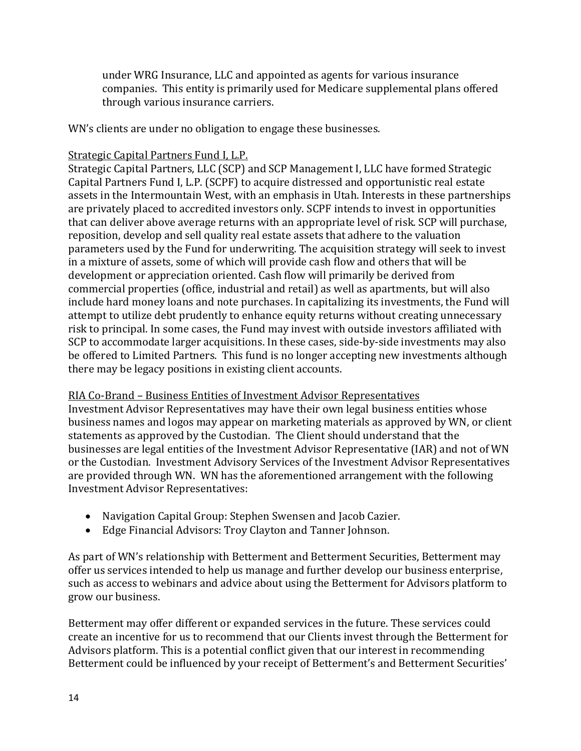under WRG Insurance, LLC and appointed as agents for various insurance companies. This entity is primarily used for Medicare supplemental plans offered through various insurance carriers.

WN's clients are under no obligation to engage these businesses.

<u>Strategic Capital Partners Fund I, L.P.</u>

Strategic Capital Partners, LLC (SCP) and SCP Management I, LLC have formed Strategic Capital Partners Fund I, L.P. (SCPF) to acquire distressed and opportunistic real estate assets in the Intermountain West, with an emphasis in Utah. Interests in these partnerships are privately placed to accredited investors only. SCPF intends to invest in opportunities that can deliver above average returns with an appropriate level of risk. SCP will purchase, reposition, develop and sell quality real estate assets that adhere to the valuation parameters used by the Fund for underwriting. The acquisition strategy will seek to invest in a mixture of assets, some of which will provide cash flow and others that will be development or appreciation oriented. Cash flow will primarily be derived from commercial properties (office, industrial and retail) as well as apartments, but will also include hard money loans and note purchases. In capitalizing its investments, the Fund will attempt to utilize debt prudently to enhance equity returns without creating unnecessary risk to principal. In some cases, the Fund may invest with outside investors affiliated with SCP to accommodate larger acquisitions. In these cases, side-by-side investments may also be offered to Limited Partners. This fund is no longer accepting new investments although there may be legacy positions in existing client accounts.

<u>RIA Co-Brand – Business Entities of Investment Advisor Representatives</u>

Investment Advisor Representatives may have their own legal business entities whose business names and logos may appear on marketing materials as approved by WN, or client statements as approved by the Custodian. The Client should understand that the businesses are legal entities of the Investment Advisor Representative (IAR) and not of WN or the Custodian. Investment Advisory Services of the Investment Advisor Representatives are provided through WN. WN has the aforementioned arrangement with the following Investment Advisor Representatives:

- Navigation Capital Group: Stephen Swensen and Jacob Cazier.
- Edge Financial Advisors: Troy Clayton and Tanner Johnson.

As part of WN's relationship with Betterment and Betterment Securities, Betterment may offer us services intended to help us manage and further develop our business enterprise, such as access to webinars and advice about using the Betterment for Advisors platform to grow our business.

Betterment may offer different or expanded services in the future. These services could create an incentive for us to recommend that our Clients invest through the Betterment for Advisors platform. This is a potential conflict given that our interest in recommending Betterment could be influenced by your receipt of Betterment's and Betterment Securities'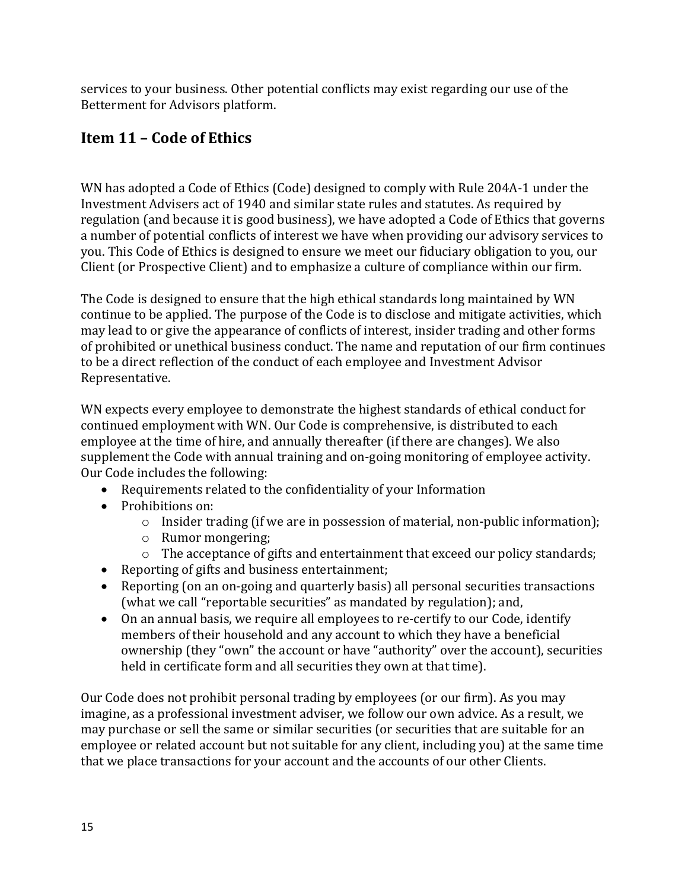services to your business. Other potential conflicts may exist regarding our use of the Betterment for Advisors platform.

## Item 11 – Code of Ethics

WN has adopted a Code of Ethics (Code) designed to comply with Rule 204A-1 under the Investment Advisers act of 1940 and similar state rules and statutes. As required by regulation (and because it is good business), we have adopted a Code of Ethics that governs a number of potential conflicts of interest we have when providing our advisory services to you. This Code of Ethics is designed to ensure we meet our fiduciary obligation to you, our Client (or Prospective Client) and to emphasize a culture of compliance within our firm.

The Code is designed to ensure that the high ethical standards long maintained by WN continue to be applied. The purpose of the Code is to disclose and mitigate activities, which may lead to or give the appearance of conflicts of interest, insider trading and other forms of prohibited or unethical business conduct. The name and reputation of our firm continues to be a direct reflection of the conduct of each employee and Investment Advisor Representative.

WN expects every employee to demonstrate the highest standards of ethical conduct for continued employment with WN. Our Code is comprehensive, is distributed to each employee at the time of hire, and annually thereafter (if there are changes). We also supplement the Code with annual training and on-going monitoring of employee activity. Our Code includes the following:

- Requirements related to the confidentiality of your Information
- Prohibitions on:
  - Insider trading (if we are in possession of material, non-public information);
  - Rumor mongering;
  - The acceptance of gifts and entertainment that exceed our policy standards;
- Reporting of gifts and business entertainment;
- Reporting (on an on-going and quarterly basis) all personal securities transactions (what we call "reportable securities" as mandated by regulation); and,
- On an annual basis, we require all employees to re-certify to our Code, identify members of their household and any account to which they have a beneficial ownership (they "own" the account or have "authority" over the account), securities held in certificate form and all securities they own at that time).

Our Code does not prohibit personal trading by employees (or our firm). As you may imagine, as a professional investment adviser, we follow our own advice. As a result, we may purchase or sell the same or similar securities (or securities that are suitable for an employee or related account but not suitable for any client, including you) at the same time that we place transactions for your account and the accounts of our other Clients.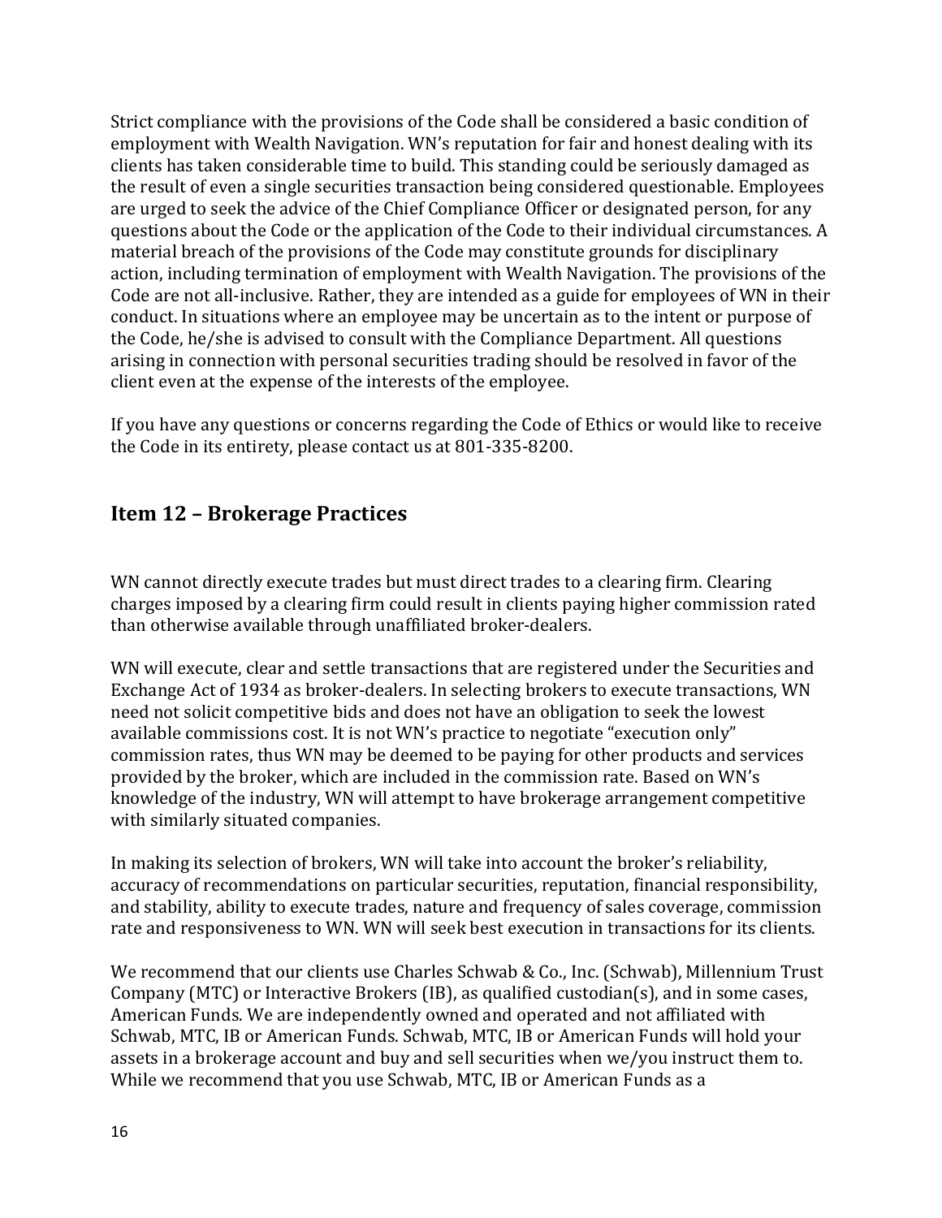Strict compliance with the provisions of the Code shall be considered a basic condition of employment with Wealth Navigation. WN's reputation for fair and honest dealing with its clients has taken considerable time to build. This standing could be seriously damaged as the result of even a single securities transaction being considered questionable. Employees are urged to seek the advice of the Chief Compliance Officer or designated person, for any questions about the Code or the application of the Code to their individual circumstances. A material breach of the provisions of the Code may constitute grounds for disciplinary action, including termination of employment with Wealth Navigation. The provisions of the Code are not all-inclusive. Rather, they are intended as a guide for employees of WN in their conduct. In situations where an employee may be uncertain as to the intent or purpose of the Code, he/she is advised to consult with the Compliance Department. All questions arising in connection with personal securities trading should be resolved in favor of the client even at the expense of the interests of the employee.

If you have any questions or concerns regarding the Code of Ethics or would like to receive the Code in its entirety, please contact us at 801-335-8200.

## Item 12 – Brokerage Practices

WN cannot directly execute trades but must direct trades to a clearing firm. Clearing charges imposed by a clearing firm could result in clients paying higher commission rated than otherwise available through unaffiliated broker-dealers.

WN will execute, clear and settle transactions that are registered under the Securities and Exchange Act of 1934 as broker-dealers. In selecting brokers to execute transactions, WN need not solicit competitive bids and does not have an obligation to seek the lowest available commissions cost. It is not WN's practice to negotiate "execution only" commission rates, thus WN may be deemed to be paying for other products and services provided by the broker, which are included in the commission rate. Based on WN's knowledge of the industry, WN will attempt to have brokerage arrangement competitive with similarly situated companies.

In making its selection of brokers, WN will take into account the broker's reliability, accuracy of recommendations on particular securities, reputation, financial responsibility, and stability, ability to execute trades, nature and frequency of sales coverage, commission rate and responsiveness to WN. WN will seek best execution in transactions for its clients.

We recommend that our clients use Charles Schwab & Co., Inc. (Schwab), Millennium Trust Company (MTC) or Interactive Brokers (IB), as qualified custodian(s), and in some cases, American Funds. We are independently owned and operated and not affiliated with Schwab, MTC, IB or American Funds. Schwab, MTC, IB or American Funds will hold your assets in a brokerage account and buy and sell securities when we/you instruct them to. While we recommend that you use Schwab, MTC, IB or American Funds as a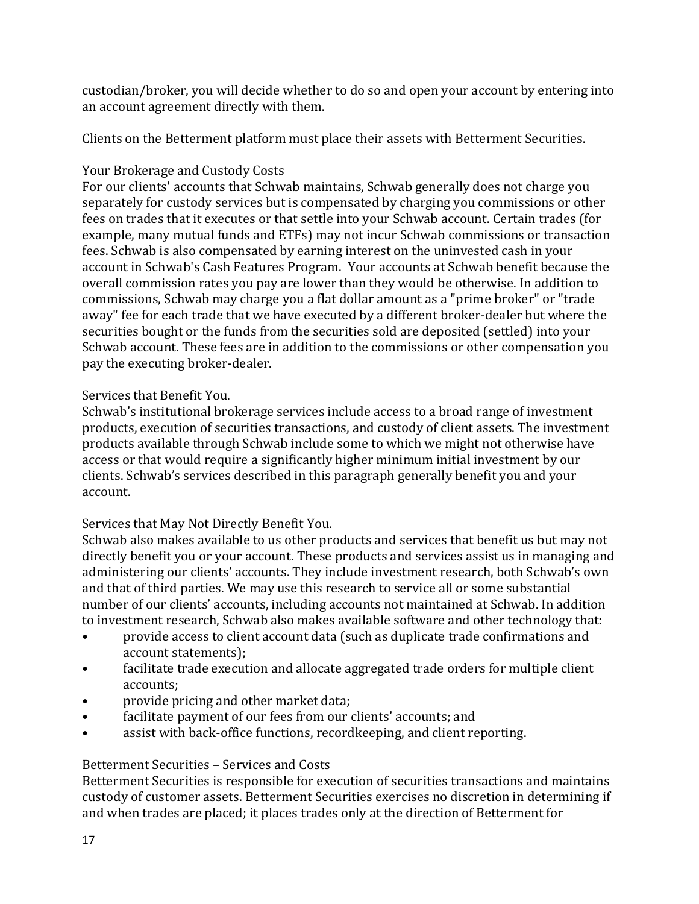custodian/broker, you will decide whether to do so and open your account by entering into an account agreement directly with them.

Clients on the Betterment platform must place their assets with Betterment Securities.

### Your Brokerage and Custody Costs

For our clients' accounts that Schwab maintains, Schwab generally does not charge you separately for custody services but is compensated by charging you commissions or other fees on trades that it executes or that settle into your Schwab account. Certain trades (for example, many mutual funds and ETFs) may not incur Schwab commissions or transaction fees. Schwab is also compensated by earning interest on the uninvested cash in your account in Schwab's Cash Features Program. Your accounts at Schwab benefit because the overall commission rates you pay are lower than they would be otherwise. In addition to commissions, Schwab may charge you a flat dollar amount as a "prime broker" or "trade away" fee for each trade that we have executed by a different broker-dealer but where the securities bought or the funds from the securities sold are deposited (settled) into your Schwab account. These fees are in addition to the commissions or other compensation you pay the executing broker-dealer.

### Services that Benefit You.

Schwab's institutional brokerage services include access to a broad range of investment products, execution of securities transactions, and custody of client assets. The investment products available through Schwab include some to which we might not otherwise have access or that would require a significantly higher minimum initial investment by our clients. Schwab's services described in this paragraph generally benefit you and your account.

### Services that May Not Directly Benefit You.

Schwab also makes available to us other products and services that benefit us but may not directly benefit you or your account. These products and services assist us in managing and administering our clients' accounts. They include investment research, both Schwab's own and that of third parties. We may use this research to service all or some substantial number of our clients' accounts, including accounts not maintained at Schwab. In addition to investment research, Schwab also makes available software and other technology that:

- provide access to client account data (such as duplicate trade confirmations and account statements);
- facilitate trade execution and allocate aggregated trade orders for multiple client accounts;
- provide pricing and other market data;
- facilitate payment of our fees from our clients' accounts; and
- assist with back-office functions, recordkeeping, and client reporting.

### Betterment Securities – Services and Costs

Betterment Securities is responsible for execution of securities transactions and maintains custody of customer assets. Betterment Securities exercises no discretion in determining if and when trades are placed; it places trades only at the direction of Betterment for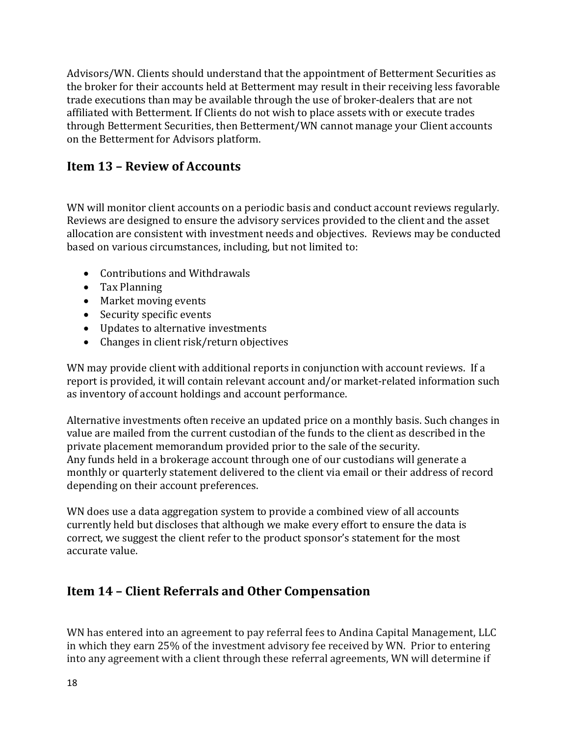Advisors/WN. Clients should understand that the appointment of Betterment Securities as the broker for their accounts held at Betterment may result in their receiving less favorable trade executions than may be available through the use of broker-dealers that are not affiliated with Betterment. If Clients do not wish to place assets with or execute trades through Betterment Securities, then Betterment/WN cannot manage your Client accounts on the Betterment for Advisors platform.

## Item 13 – Review of Accounts

WN will monitor client accounts on a periodic basis and conduct account reviews regularly. Reviews are designed to ensure the advisory services provided to the client and the asset allocation are consistent with investment needs and objectives. Reviews may be conducted based on various circumstances, including, but not limited to:

- Contributions and Withdrawals
- Tax Planning
- Market moving events
- Security specific events
- Updates to alternative investments
- Changes in client risk/return objectives

WN may provide client with additional reports in conjunction with account reviews. If a report is provided, it will contain relevant account and/or market-related information such as inventory of account holdings and account performance.

Alternative investments often receive an updated price on a monthly basis. Such changes in value are mailed from the current custodian of the funds to the client as described in the private placement memorandum provided prior to the sale of the security.
Any funds held in a brokerage account through one of our custodians will generate a monthly or quarterly statement delivered to the client via email or their address of record depending on their account preferences.

WN does use a data aggregation system to provide a combined view of all accounts currently held but discloses that although we make every effort to ensure the data is correct, we suggest the client refer to the product sponsor's statement for the most accurate value.

## Item 14 – Client Referrals and Other Compensation

WN has entered into an agreement to pay referral fees to Andina Capital Management, LLC in which they earn 25% of the investment advisory fee received by WN. Prior to entering into any agreement with a client through these referral agreements, WN will determine if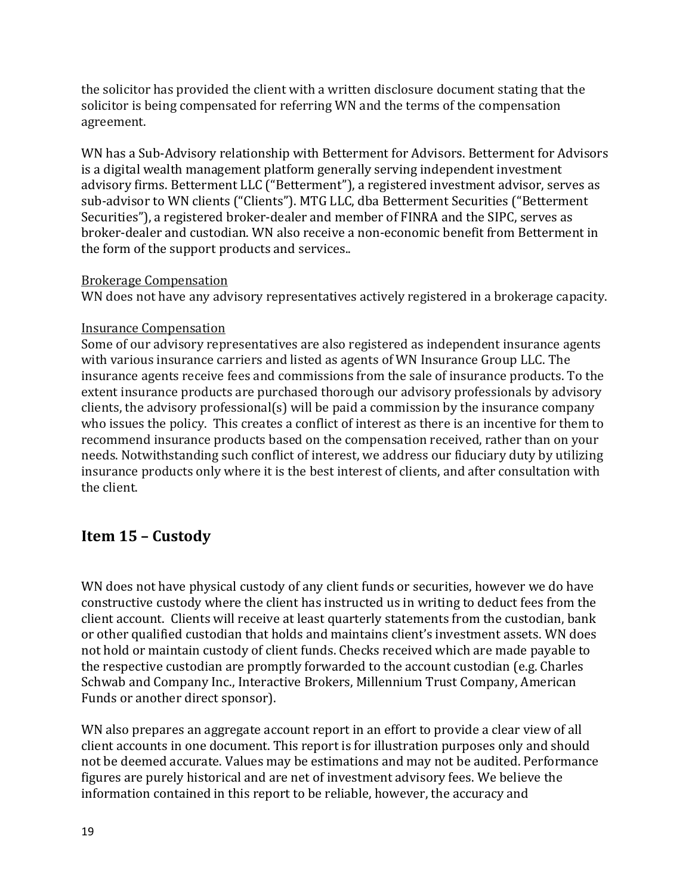the solicitor has provided the client with a written disclosure document stating that the solicitor is being compensated for referring WN and the terms of the compensation agreement.

WN has a Sub-Advisory relationship with Betterment for Advisors. Betterment for Advisors is a digital wealth management platform generally serving independent investment advisory firms. Betterment LLC ("Betterment"), a registered investment advisor, serves as sub-advisor to WN clients ("Clients"). MTG LLC, dba Betterment Securities ("Betterment Securities"), a registered broker-dealer and member of FINRA and the SIPC, serves as broker-dealer and custodian. WN also receive a non-economic benefit from Betterment in the form of the support products and services..

<u>Brokerage Compensation</u>
WN does not have any advisory representatives actively registered in a brokerage capacity.

<u>Insurance Compensation</u>
Some of our advisory representatives are also registered as independent insurance agents with various insurance carriers and listed as agents of WN Insurance Group LLC. The insurance agents receive fees and commissions from the sale of insurance products. To the extent insurance products are purchased thorough our advisory professionals by advisory clients, the advisory professional(s) will be paid a commission by the insurance company who issues the policy. This creates a conflict of interest as there is an incentive for them to recommend insurance products based on the compensation received, rather than on your needs. Notwithstanding such conflict of interest, we address our fiduciary duty by utilizing insurance products only where it is the best interest of clients, and after consultation with the client.

## Item 15 – Custody

WN does not have physical custody of any client funds or securities, however we do have constructive custody where the client has instructed us in writing to deduct fees from the client account. Clients will receive at least quarterly statements from the custodian, bank or other qualified custodian that holds and maintains client's investment assets. WN does not hold or maintain custody of client funds. Checks received which are made payable to the respective custodian are promptly forwarded to the account custodian (e.g. Charles Schwab and Company Inc., Interactive Brokers, Millennium Trust Company, American Funds or another direct sponsor).

WN also prepares an aggregate account report in an effort to provide a clear view of all client accounts in one document. This report is for illustration purposes only and should not be deemed accurate. Values may be estimations and may not be audited. Performance figures are purely historical and are net of investment advisory fees. We believe the information contained in this report to be reliable, however, the accuracy and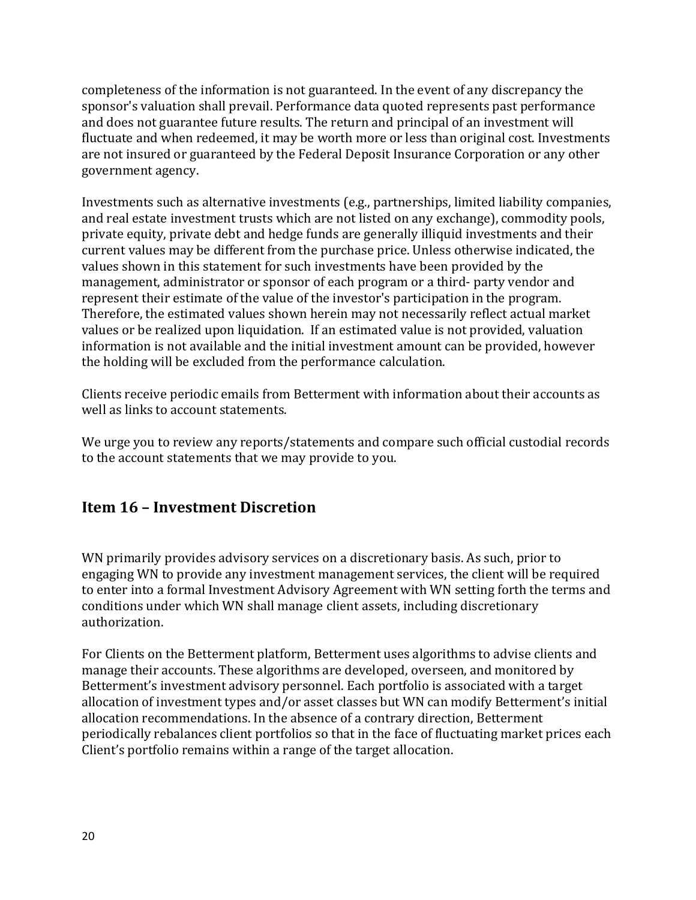completeness of the information is not guaranteed. In the event of any discrepancy the sponsor's valuation shall prevail. Performance data quoted represents past performance and does not guarantee future results. The return and principal of an investment will fluctuate and when redeemed, it may be worth more or less than original cost. Investments are not insured or guaranteed by the Federal Deposit Insurance Corporation or any other government agency.

Investments such as alternative investments (e.g., partnerships, limited liability companies, and real estate investment trusts which are not listed on any exchange), commodity pools, private equity, private debt and hedge funds are generally illiquid investments and their current values may be different from the purchase price. Unless otherwise indicated, the values shown in this statement for such investments have been provided by the management, administrator or sponsor of each program or a third- party vendor and represent their estimate of the value of the investor's participation in the program. Therefore, the estimated values shown herein may not necessarily reflect actual market values or be realized upon liquidation. If an estimated value is not provided, valuation information is not available and the initial investment amount can be provided, however the holding will be excluded from the performance calculation.

Clients receive periodic emails from Betterment with information about their accounts as well as links to account statements.

We urge you to review any reports/statements and compare such official custodial records to the account statements that we may provide to you.

## Item 16 – Investment Discretion

WN primarily provides advisory services on a discretionary basis. As such, prior to engaging WN to provide any investment management services, the client will be required to enter into a formal Investment Advisory Agreement with WN setting forth the terms and conditions under which WN shall manage client assets, including discretionary authorization.

For Clients on the Betterment platform, Betterment uses algorithms to advise clients and manage their accounts. These algorithms are developed, overseen, and monitored by Betterment's investment advisory personnel. Each portfolio is associated with a target allocation of investment types and/or asset classes but WN can modify Betterment's initial allocation recommendations. In the absence of a contrary direction, Betterment periodically rebalances client portfolios so that in the face of fluctuating market prices each Client's portfolio remains within a range of the target allocation.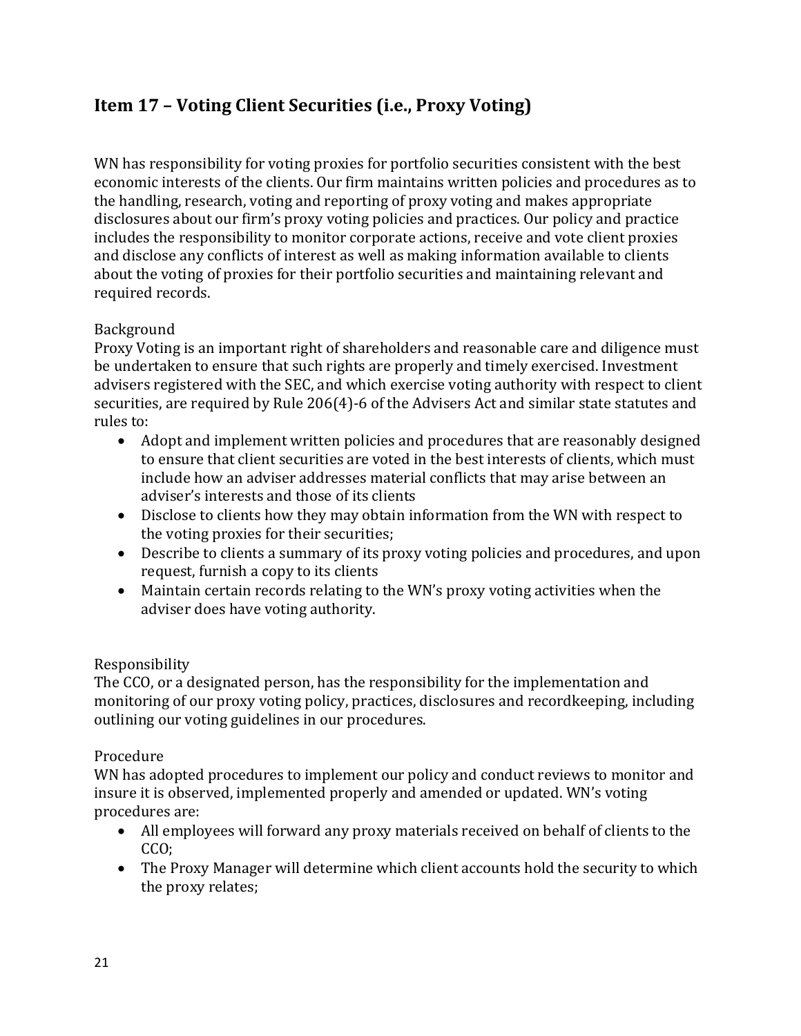## Item 17 – Voting Client Securities (i.e., Proxy Voting)

WN has responsibility for voting proxies for portfolio securities consistent with the best economic interests of the clients. Our firm maintains written policies and procedures as to the handling, research, voting and reporting of proxy voting and makes appropriate disclosures about our firm's proxy voting policies and practices. Our policy and practice includes the responsibility to monitor corporate actions, receive and vote client proxies and disclose any conflicts of interest as well as making information available to clients about the voting of proxies for their portfolio securities and maintaining relevant and required records.

Background

Proxy Voting is an important right of shareholders and reasonable care and diligence must be undertaken to ensure that such rights are properly and timely exercised. Investment advisers registered with the SEC, and which exercise voting authority with respect to client securities, are required by Rule 206(4)-6 of the Advisers Act and similar state statutes and rules to:

- Adopt and implement written policies and procedures that are reasonably designed to ensure that client securities are voted in the best interests of clients, which must include how an adviser addresses material conflicts that may arise between an adviser's interests and those of its clients
- Disclose to clients how they may obtain information from the WN with respect to the voting proxies for their securities;
- Describe to clients a summary of its proxy voting policies and procedures, and upon request, furnish a copy to its clients
- Maintain certain records relating to the WN's proxy voting activities when the adviser does have voting authority.

Responsibility

The CCO, or a designated person, has the responsibility for the implementation and monitoring of our proxy voting policy, practices, disclosures and recordkeeping, including outlining our voting guidelines in our procedures.

Procedure

WN has adopted procedures to implement our policy and conduct reviews to monitor and insure it is observed, implemented properly and amended or updated. WN's voting procedures are:

- All employees will forward any proxy materials received on behalf of clients to the CCO;
- The Proxy Manager will determine which client accounts hold the security to which the proxy relates;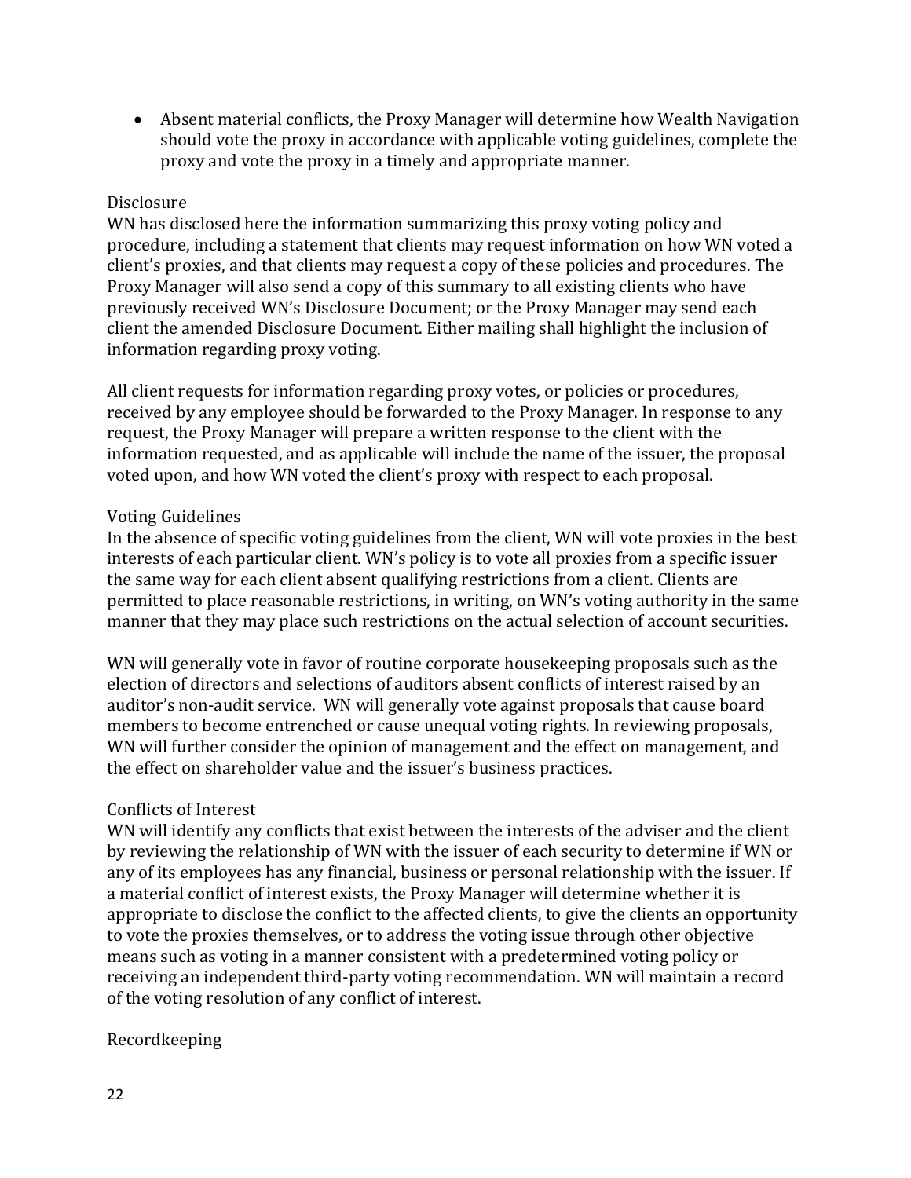- Absent material conflicts, the Proxy Manager will determine how Wealth Navigation should vote the proxy in accordance with applicable voting guidelines, complete the proxy and vote the proxy in a timely and appropriate manner.

Disclosure

WN has disclosed here the information summarizing this proxy voting policy and procedure, including a statement that clients may request information on how WN voted a client's proxies, and that clients may request a copy of these policies and procedures. The Proxy Manager will also send a copy of this summary to all existing clients who have previously received WN's Disclosure Document; or the Proxy Manager may send each client the amended Disclosure Document. Either mailing shall highlight the inclusion of information regarding proxy voting.

All client requests for information regarding proxy votes, or policies or procedures, received by any employee should be forwarded to the Proxy Manager. In response to any request, the Proxy Manager will prepare a written response to the client with the information requested, and as applicable will include the name of the issuer, the proposal voted upon, and how WN voted the client's proxy with respect to each proposal.

Voting Guidelines

In the absence of specific voting guidelines from the client, WN will vote proxies in the best interests of each particular client. WN's policy is to vote all proxies from a specific issuer the same way for each client absent qualifying restrictions from a client. Clients are permitted to place reasonable restrictions, in writing, on WN's voting authority in the same manner that they may place such restrictions on the actual selection of account securities.

WN will generally vote in favor of routine corporate housekeeping proposals such as the election of directors and selections of auditors absent conflicts of interest raised by an auditor's non-audit service. WN will generally vote against proposals that cause board members to become entrenched or cause unequal voting rights. In reviewing proposals, WN will further consider the opinion of management and the effect on management, and the effect on shareholder value and the issuer's business practices.

Conflicts of Interest

WN will identify any conflicts that exist between the interests of the adviser and the client by reviewing the relationship of WN with the issuer of each security to determine if WN or any of its employees has any financial, business or personal relationship with the issuer. If a material conflict of interest exists, the Proxy Manager will determine whether it is appropriate to disclose the conflict to the affected clients, to give the clients an opportunity to vote the proxies themselves, or to address the voting issue through other objective means such as voting in a manner consistent with a predetermined voting policy or receiving an independent third-party voting recommendation. WN will maintain a record of the voting resolution of any conflict of interest.

Recordkeeping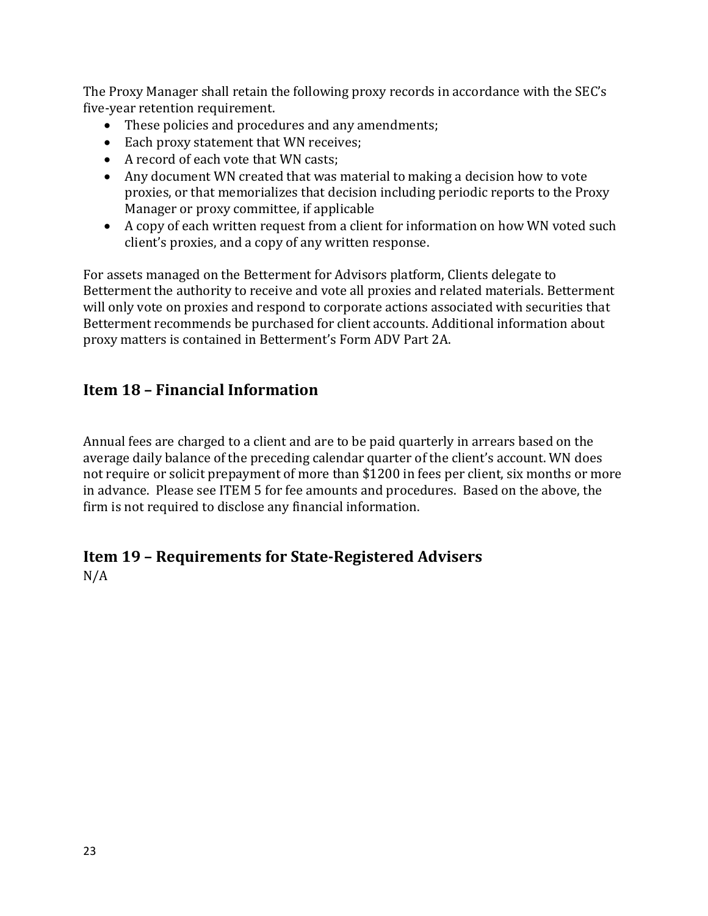The Proxy Manager shall retain the following proxy records in accordance with the SEC's five-year retention requirement.

- These policies and procedures and any amendments;
- Each proxy statement that WN receives;
- A record of each vote that WN casts;
- Any document WN created that was material to making a decision how to vote proxies, or that memorializes that decision including periodic reports to the Proxy Manager or proxy committee, if applicable
- A copy of each written request from a client for information on how WN voted such client's proxies, and a copy of any written response.

For assets managed on the Betterment for Advisors platform, Clients delegate to Betterment the authority to receive and vote all proxies and related materials. Betterment will only vote on proxies and respond to corporate actions associated with securities that Betterment recommends be purchased for client accounts. Additional information about proxy matters is contained in Betterment's Form ADV Part 2A.

## Item 18 – Financial Information

Annual fees are charged to a client and are to be paid quarterly in arrears based on the average daily balance of the preceding calendar quarter of the client's account. WN does not require or solicit prepayment of more than $1200 in fees per client, six months or more in advance. Please see ITEM 5 for fee amounts and procedures. Based on the above, the firm is not required to disclose any financial information.

## Item 19 – Requirements for State-Registered Advisers

N/A